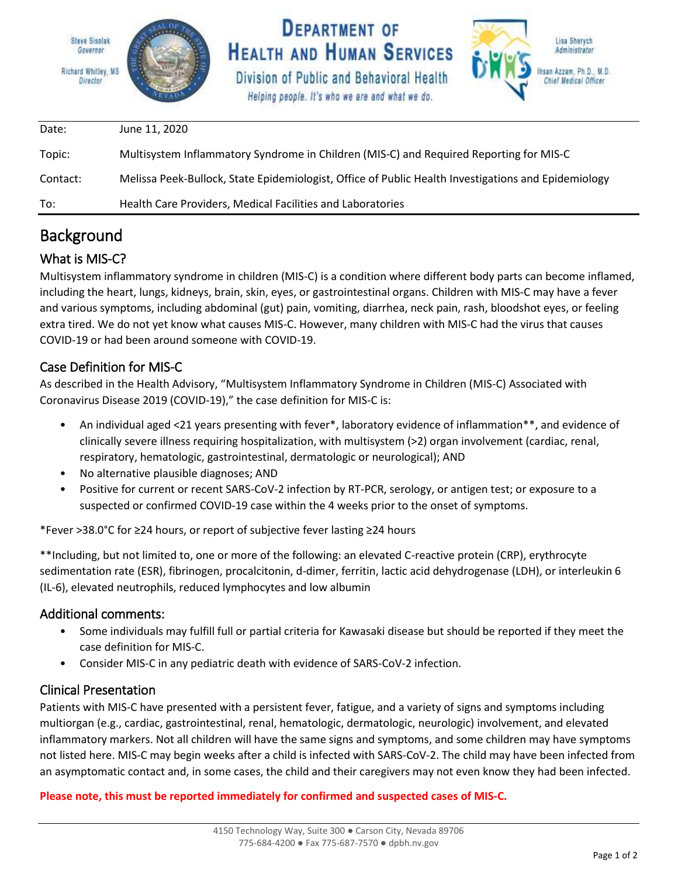Steve Sisolak
*Governor*

Richard Whitley, MS
*Director*

# Department of Health and Human Services

Division of Public and Behavioral Health

*Helping people. It's who we are and what we do.*

Lisa Sherych
*Administrator*

Ihsan Azzam, Ph.D., M.D.
*Chief Medical Officer*

| | |
|---|---|
| Date: | June 11, 2020 |
| Topic: | Multisystem Inflammatory Syndrome in Children (MIS-C) and Required Reporting for MIS-C |
| Contact: | Melissa Peek-Bullock, State Epidemiologist, Office of Public Health Investigations and Epidemiology |
| To: | Health Care Providers, Medical Facilities and Laboratories |

# Background

## What is MIS-C?

Multisystem inflammatory syndrome in children (MIS-C) is a condition where different body parts can become inflamed, including the heart, lungs, kidneys, brain, skin, eyes, or gastrointestinal organs. Children with MIS-C may have a fever and various symptoms, including abdominal (gut) pain, vomiting, diarrhea, neck pain, rash, bloodshot eyes, or feeling extra tired. We do not yet know what causes MIS-C. However, many children with MIS-C had the virus that causes COVID-19 or had been around someone with COVID-19.

## Case Definition for MIS-C

As described in the Health Advisory, "Multisystem Inflammatory Syndrome in Children (MIS-C) Associated with Coronavirus Disease 2019 (COVID-19)," the case definition for MIS-C is:

- An individual aged <21 years presenting with fever*, laboratory evidence of inflammation**, and evidence of clinically severe illness requiring hospitalization, with multisystem (>2) organ involvement (cardiac, renal, respiratory, hematologic, gastrointestinal, dermatologic or neurological); AND
- No alternative plausible diagnoses; AND
- Positive for current or recent SARS-CoV-2 infection by RT-PCR, serology, or antigen test; or exposure to a suspected or confirmed COVID-19 case within the 4 weeks prior to the onset of symptoms.

*Fever >38.0°C for ≥24 hours, or report of subjective fever lasting ≥24 hours

**Including, but not limited to, one or more of the following: an elevated C-reactive protein (CRP), erythrocyte sedimentation rate (ESR), fibrinogen, procalcitonin, d-dimer, ferritin, lactic acid dehydrogenase (LDH), or interleukin 6 (IL-6), elevated neutrophils, reduced lymphocytes and low albumin

## Additional comments:

- Some individuals may fulfill full or partial criteria for Kawasaki disease but should be reported if they meet the case definition for MIS-C.
- Consider MIS-C in any pediatric death with evidence of SARS-CoV-2 infection.

## Clinical Presentation

Patients with MIS-C have presented with a persistent fever, fatigue, and a variety of signs and symptoms including multiorgan (e.g., cardiac, gastrointestinal, renal, hematologic, dermatologic, neurologic) involvement, and elevated inflammatory markers. Not all children will have the same signs and symptoms, and some children may have symptoms not listed here. MIS-C may begin weeks after a child is infected with SARS-CoV-2. The child may have been infected from an asymptomatic contact and, in some cases, the child and their caregivers may not even know they had been infected.

**Please note, this must be reported immediately for confirmed and suspected cases of MIS-C.**

4150 Technology Way, Suite 300 ● Carson City, Nevada 89706
775-684-4200 ● Fax 775-687-7570 ● dpbh.nv.gov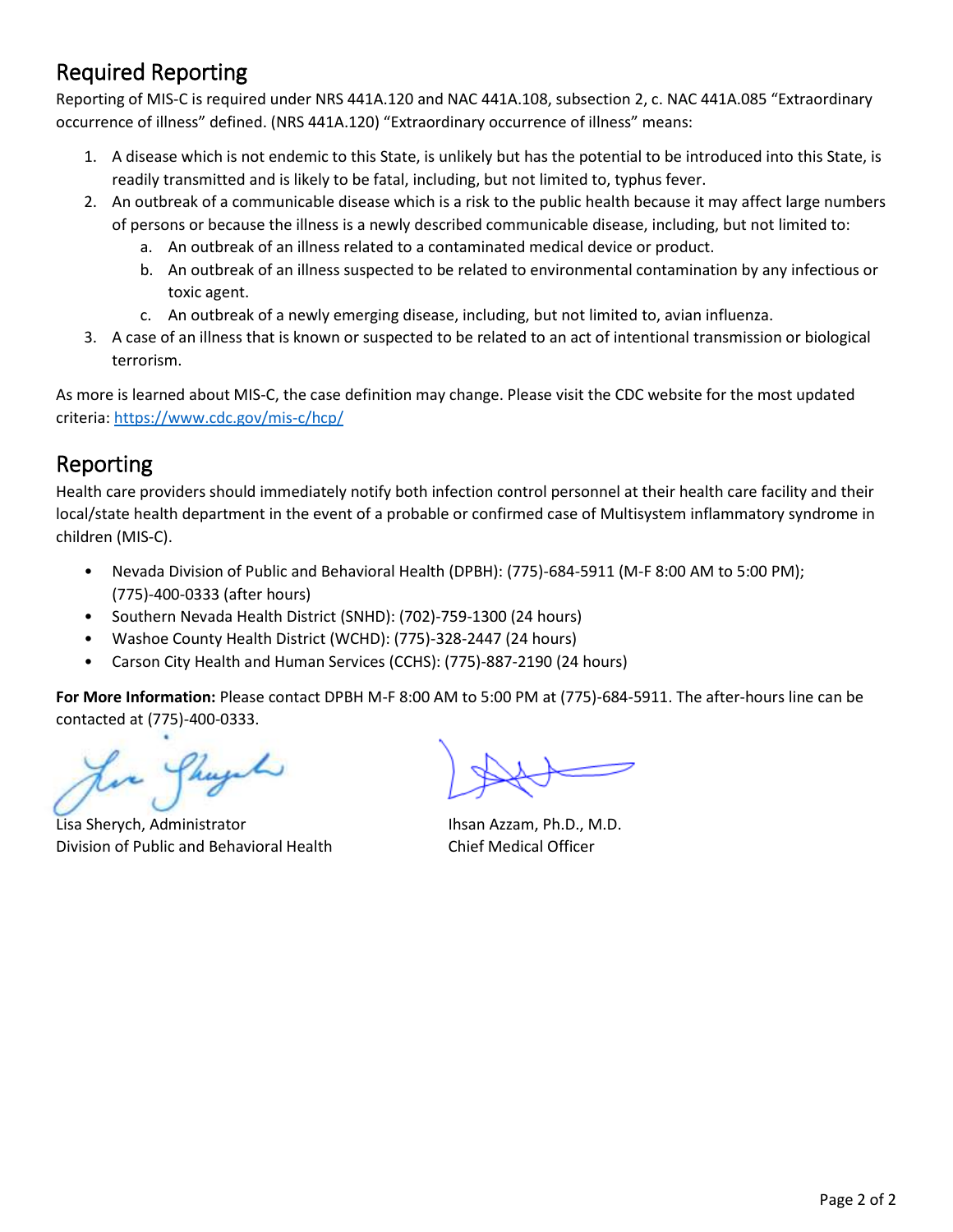## Required Reporting

Reporting of MIS-C is required under NRS 441A.120 and NAC 441A.108, subsection 2, c. NAC 441A.085 "Extraordinary occurrence of illness" defined. (NRS 441A.120) "Extraordinary occurrence of illness" means:

1. A disease which is not endemic to this State, is unlikely but has the potential to be introduced into this State, is readily transmitted and is likely to be fatal, including, but not limited to, typhus fever.
2. An outbreak of a communicable disease which is a risk to the public health because it may affect large numbers of persons or because the illness is a newly described communicable disease, including, but not limited to:
    a. An outbreak of an illness related to a contaminated medical device or product.
    b. An outbreak of an illness suspected to be related to environmental contamination by any infectious or toxic agent.
    c. An outbreak of a newly emerging disease, including, but not limited to, avian influenza.
3. A case of an illness that is known or suspected to be related to an act of intentional transmission or biological terrorism.

As more is learned about MIS-C, the case definition may change. Please visit the CDC website for the most updated criteria: https://www.cdc.gov/mis-c/hcp/

## Reporting

Health care providers should immediately notify both infection control personnel at their health care facility and their local/state health department in the event of a probable or confirmed case of Multisystem inflammatory syndrome in children (MIS-C).

- Nevada Division of Public and Behavioral Health (DPBH): (775)-684-5911 (M-F 8:00 AM to 5:00 PM); (775)-400-0333 (after hours)
- Southern Nevada Health District (SNHD): (702)-759-1300 (24 hours)
- Washoe County Health District (WCHD): (775)-328-2447 (24 hours)
- Carson City Health and Human Services (CCHS): (775)-887-2190 (24 hours)

**For More Information:** Please contact DPBH M-F 8:00 AM to 5:00 PM at (775)-684-5911. The after-hours line can be contacted at (775)-400-0333.

Lisa Sherych, Administrator
Division of Public and Behavioral Health

Ihsan Azzam, Ph.D., M.D.
Chief Medical Officer